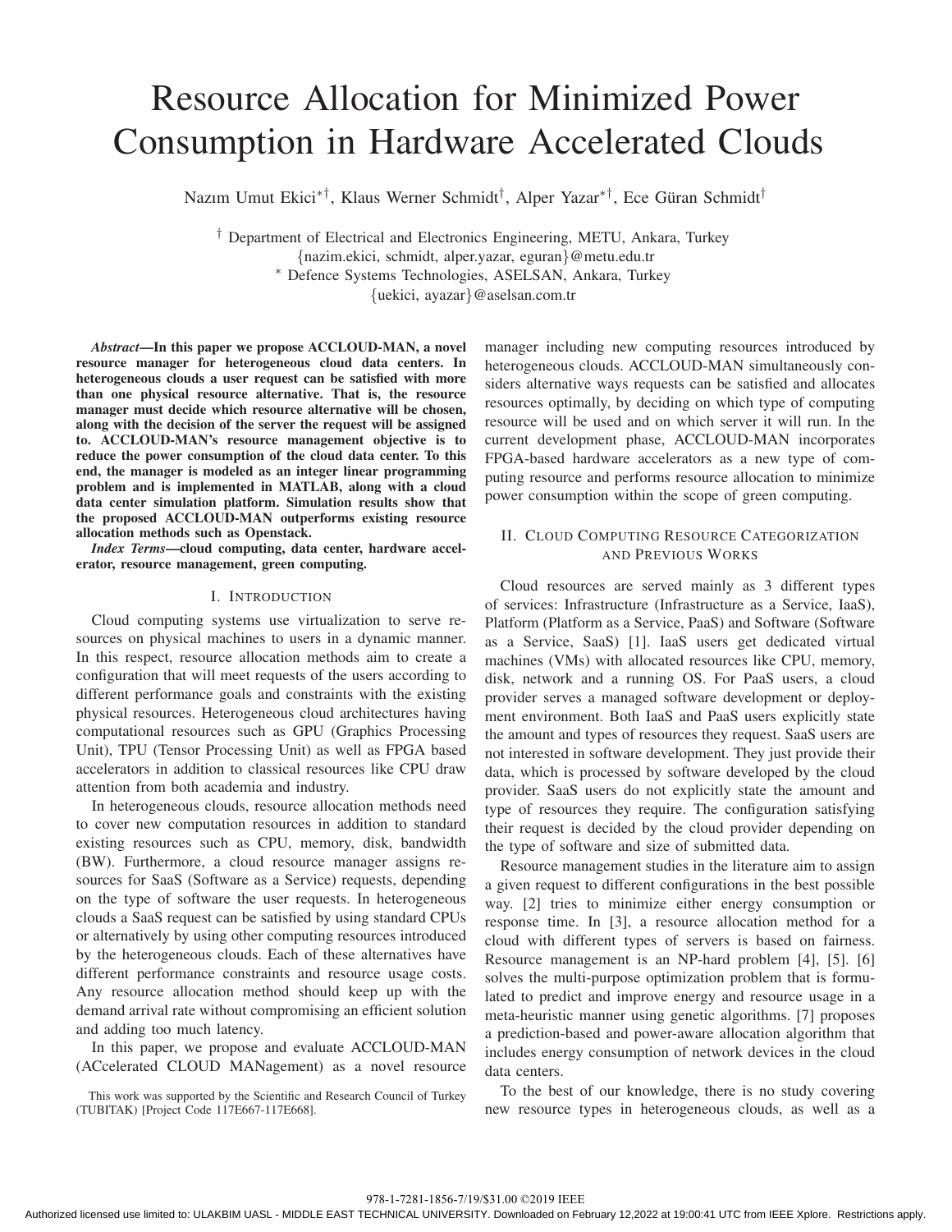# Resource Allocation for Minimized Power Consumption in Hardware Accelerated Clouds

Nazım Umut Ekici[*†], Klaus Werner Schmidt[†], Alper Yazar[*†], Ece Güran Schmidt[†]

[†] Department of Electrical and Electronics Engineering, METU, Ankara, Turkey
{nazim.ekici, schmidt, alper.yazar, eguran}@metu.edu.tr
[*] Defence Systems Technologies, ASELSAN, Ankara, Turkey
{uekici, ayazar}@aselsan.com.tr

***Abstract*—In this paper we propose ACCLOUD-MAN, a novel resource manager for heterogeneous cloud data centers. In heterogeneous clouds a user request can be satisfied with more than one physical resource alternative. That is, the resource manager must decide which resource alternative will be chosen, along with the decision of the server the request will be assigned to. ACCLOUD-MAN's resource management objective is to reduce the power consumption of the cloud data center. To this end, the manager is modeled as an integer linear programming problem and is implemented in MATLAB, along with a cloud data center simulation platform. Simulation results show that the proposed ACCLOUD-MAN outperforms existing resource allocation methods such as Openstack.**

***Index Terms*—cloud computing, data center, hardware accelerator, resource management, green computing.**

## I. Introduction

Cloud computing systems use virtualization to serve resources on physical machines to users in a dynamic manner. In this respect, resource allocation methods aim to create a configuration that will meet requests of the users according to different performance goals and constraints with the existing physical resources. Heterogeneous cloud architectures having computational resources such as GPU (Graphics Processing Unit), TPU (Tensor Processing Unit) as well as FPGA based accelerators in addition to classical resources like CPU draw attention from both academia and industry.

In heterogeneous clouds, resource allocation methods need to cover new computation resources in addition to standard existing resources such as CPU, memory, disk, bandwidth (BW). Furthermore, a cloud resource manager assigns resources for SaaS (Software as a Service) requests, depending on the type of software the user requests. In heterogeneous clouds a SaaS request can be satisfied by using standard CPUs or alternatively by using other computing resources introduced by the heterogeneous clouds. Each of these alternatives have different performance constraints and resource usage costs. Any resource allocation method should keep up with the demand arrival rate without compromising an efficient solution and adding too much latency.

In this paper, we propose and evaluate ACCLOUD-MAN (ACcelerated CLOUD MANagement) as a novel resource manager including new computing resources introduced by heterogeneous clouds. ACCLOUD-MAN simultaneously considers alternative ways requests can be satisfied and allocates resources optimally, by deciding on which type of computing resource will be used and on which server it will run. In the current development phase, ACCLOUD-MAN incorporates FPGA-based hardware accelerators as a new type of computing resource and performs resource allocation to minimize power consumption within the scope of green computing.

This work was supported by the Scientific and Research Council of Turkey (TUBITAK) [Project Code 117E667-117E668].

## II. Cloud Computing Resource Categorization and Previous Works

Cloud resources are served mainly as 3 different types of services: Infrastructure (Infrastructure as a Service, IaaS), Platform (Platform as a Service, PaaS) and Software (Software as a Service, SaaS) [1]. IaaS users get dedicated virtual machines (VMs) with allocated resources like CPU, memory, disk, network and a running OS. For PaaS users, a cloud provider serves a managed software development or deployment environment. Both IaaS and PaaS users explicitly state the amount and types of resources they request. SaaS users are not interested in software development. They just provide their data, which is processed by software developed by the cloud provider. SaaS users do not explicitly state the amount and type of resources they require. The configuration satisfying their request is decided by the cloud provider depending on the type of software and size of submitted data.

Resource management studies in the literature aim to assign a given request to different configurations in the best possible way. [2] tries to minimize either energy consumption or response time. In [3], a resource allocation method for a cloud with different types of servers is based on fairness. Resource management is an NP-hard problem [4], [5]. [6] solves the multi-purpose optimization problem that is formulated to predict and improve energy and resource usage in a meta-heuristic manner using genetic algorithms. [7] proposes a prediction-based and power-aware allocation algorithm that includes energy consumption of network devices in the cloud data centers.

To the best of our knowledge, there is no study covering new resource types in heterogeneous clouds, as well as a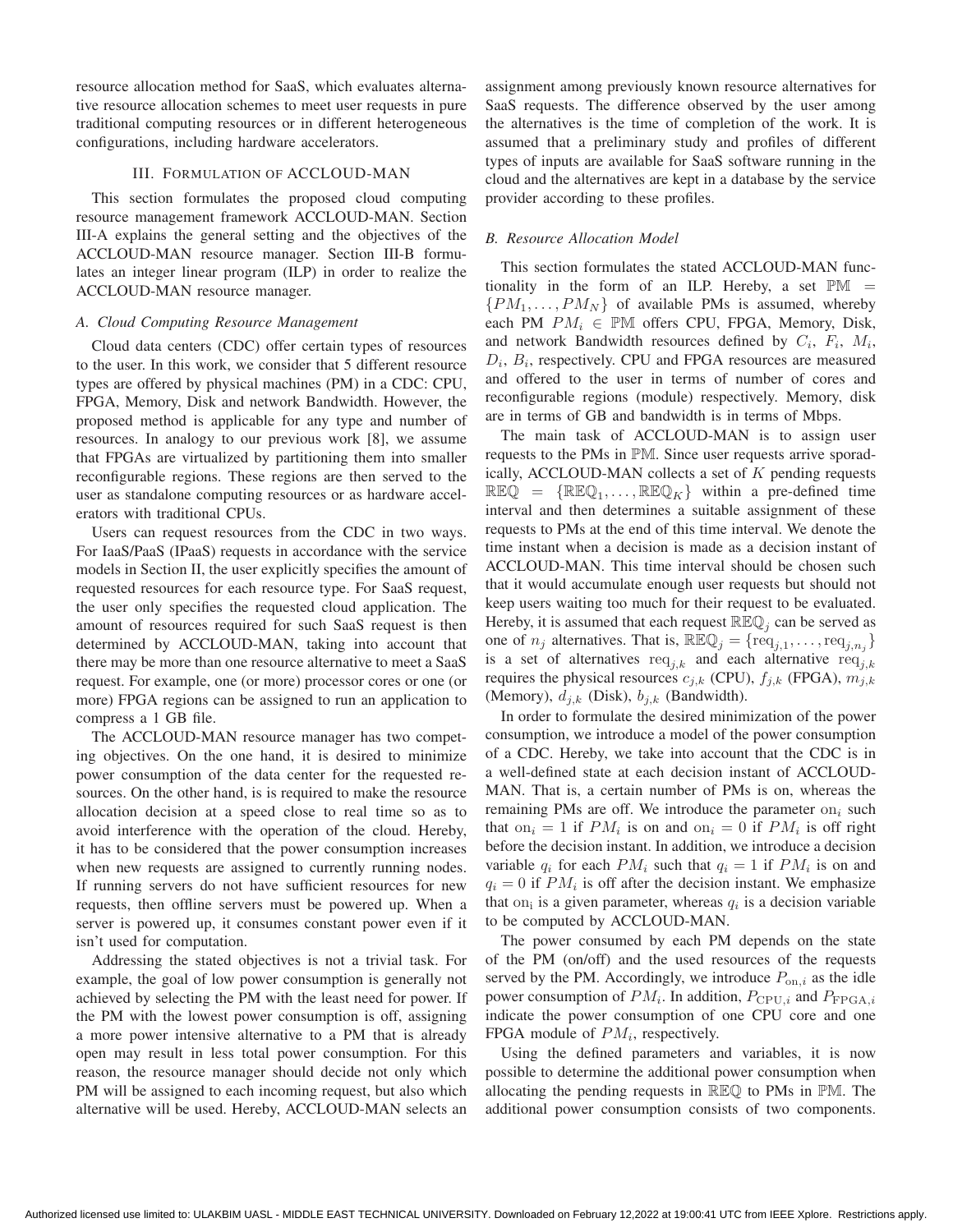resource allocation method for SaaS, which evaluates alternative resource allocation schemes to meet user requests in pure traditional computing resources or in different heterogeneous configurations, including hardware accelerators.

## III. Formulation of ACCLOUD-MAN

This section formulates the proposed cloud computing resource management framework ACCLOUD-MAN. Section III-A explains the general setting and the objectives of the ACCLOUD-MAN resource manager. Section III-B formulates an integer linear program (ILP) in order to realize the ACCLOUD-MAN resource manager.

### *A. Cloud Computing Resource Management*

Cloud data centers (CDC) offer certain types of resources to the user. In this work, we consider that 5 different resource types are offered by physical machines (PM) in a CDC: CPU, FPGA, Memory, Disk and network Bandwidth. However, the proposed method is applicable for any type and number of resources. In analogy to our previous work [8], we assume that FPGAs are virtualized by partitioning them into smaller reconfigurable regions. These regions are then served to the user as standalone computing resources or as hardware accelerators with traditional CPUs.

Users can request resources from the CDC in two ways. For IaaS/PaaS (IPaaS) requests in accordance with the service models in Section II, the user explicitly specifies the amount of requested resources for each resource type. For SaaS request, the user only specifies the requested cloud application. The amount of resources required for such SaaS request is then determined by ACCLOUD-MAN, taking into account that there may be more than one resource alternative to meet a SaaS request. For example, one (or more) processor cores or one (or more) FPGA regions can be assigned to run an application to compress a 1 GB file.

The ACCLOUD-MAN resource manager has two competing objectives. On the one hand, it is desired to minimize power consumption of the data center for the requested resources. On the other hand, is is required to make the resource allocation decision at a speed close to real time so as to avoid interference with the operation of the cloud. Hereby, it has to be considered that the power consumption increases when new requests are assigned to currently running nodes. If running servers do not have sufficient resources for new requests, then offline servers must be powered up. When a server is powered up, it consumes constant power even if it isn't used for computation.

Addressing the stated objectives is not a trivial task. For example, the goal of low power consumption is generally not achieved by selecting the PM with the least need for power. If the PM with the lowest power consumption is off, assigning a more power intensive alternative to a PM that is already open may result in less total power consumption. For this reason, the resource manager should decide not only which PM will be assigned to each incoming request, but also which alternative will be used. Hereby, ACCLOUD-MAN selects an assignment among previously known resource alternatives for SaaS requests. The difference observed by the user among the alternatives is the time of completion of the work. It is assumed that a preliminary study and profiles of different types of inputs are available for SaaS software running in the cloud and the alternatives are kept in a database by the service provider according to these profiles.

### *B. Resource Allocation Model*

This section formulates the stated ACCLOUD-MAN functionality in the form of an ILP. Hereby, a set $\mathbb{PM} = \{PM_1, \ldots, PM_N\}$ of available PMs is assumed, whereby each PM $PM_i \in \mathbb{PM}$ offers CPU, FPGA, Memory, Disk, and network Bandwidth resources defined by $C_i$, $F_i$, $M_i$, $D_i$, $B_i$, respectively. CPU and FPGA resources are measured and offered to the user in terms of number of cores and reconfigurable regions (module) respectively. Memory, disk are in terms of GB and bandwidth is in terms of Mbps.

The main task of ACCLOUD-MAN is to assign user requests to the PMs in $\mathbb{PM}$. Since user requests arrive sporadically, ACCLOUD-MAN collects a set of $K$ pending requests $\mathbb{REQ} = \{\mathbb{REQ}_1, \ldots, \mathbb{REQ}_K\}$ within a pre-defined time interval and then determines a suitable assignment of these requests to PMs at the end of this time interval. We denote the time instant when a decision is made as a decision instant of ACCLOUD-MAN. This time interval should be chosen such that it would accumulate enough user requests but should not keep users waiting too much for their request to be evaluated. Hereby, it is assumed that each request $\mathbb{REQ}_j$ can be served as one of $n_j$ alternatives. That is, $\mathbb{REQ}_j = \{\mathrm{req}_{j,1}, \ldots, \mathrm{req}_{j,n_j}\}$ is a set of alternatives $\mathrm{req}_{j,k}$ and each alternative $\mathrm{req}_{j,k}$ requires the physical resources $c_{j,k}$ (CPU), $f_{j,k}$ (FPGA), $m_{j,k}$ (Memory), $d_{j,k}$ (Disk), $b_{j,k}$ (Bandwidth).

In order to formulate the desired minimization of the power consumption, we introduce a model of the power consumption of a CDC. Hereby, we take into account that the CDC is in a well-defined state at each decision instant of ACCLOUD-MAN. That is, a certain number of PMs is on, whereas the remaining PMs are off. We introduce the parameter $\mathrm{on}_i$ such that $\mathrm{on}_i = 1$ if $PM_i$ is on and $\mathrm{on}_i = 0$ if $PM_i$ is off right before the decision instant. In addition, we introduce a decision variable $q_i$ for each $PM_i$ such that $q_i = 1$ if $PM_i$ is on and $q_i = 0$ if $PM_i$ is off after the decision instant. We emphasize that $\mathrm{on}_i$ is a given parameter, whereas $q_i$ is a decision variable to be computed by ACCLOUD-MAN.

The power consumed by each PM depends on the state of the PM (on/off) and the used resources of the requests served by the PM. Accordingly, we introduce $P_{\mathrm{on},i}$ as the idle power consumption of $PM_i$. In addition, $P_{\mathrm{CPU},i}$ and $P_{\mathrm{FPGA},i}$ indicate the power consumption of one CPU core and one FPGA module of $PM_i$, respectively.

Using the defined parameters and variables, it is now possible to determine the additional power consumption when allocating the pending requests in $\mathbb{REQ}$ to PMs in $\mathbb{PM}$. The additional power consumption consists of two components.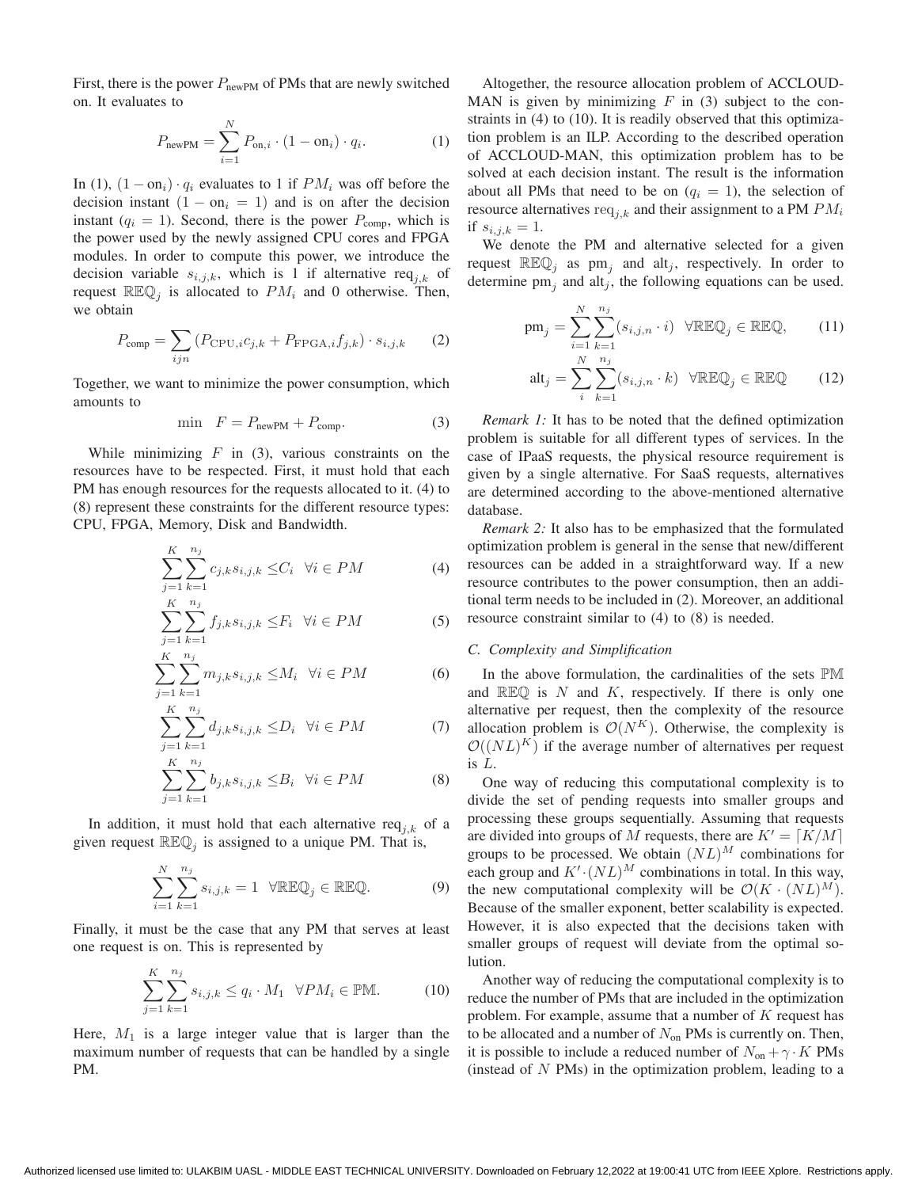First, there is the power $P_{\text{newPM}}$ of PMs that are newly switched on. It evaluates to

$$P_{\text{newPM}} = \sum_{i=1}^{N} P_{\text{on},i} \cdot (1 - \text{on}_i) \cdot q_i. \tag{1}$$

In (1), $(1 - \text{on}_i) \cdot q_i$ evaluates to 1 if $PM_i$ was off before the decision instant $(1 - \text{on}_i = 1)$ and is on after the decision instant $(q_i = 1)$. Second, there is the power $P_{\text{comp}}$, which is the power used by the newly assigned CPU cores and FPGA modules. In order to compute this power, we introduce the decision variable $s_{i,j,k}$, which is 1 if alternative $\text{req}_{j,k}$ of request $\mathbb{REQ}_j$ is allocated to $PM_i$ and 0 otherwise. Then, we obtain

$$P_{\text{comp}} = \sum_{ijn} \left(P_{\text{CPU},i} c_{j,k} + P_{\text{FPGA},i} f_{j,k}\right) \cdot s_{i,j,k} \tag{2}$$

Together, we want to minimize the power consumption, which amounts to

$$\min \quad F = P_{\text{newPM}} + P_{\text{comp}}. \tag{3}$$

While minimizing $F$ in (3), various constraints on the resources have to be respected. First, it must hold that each PM has enough resources for the requests allocated to it. (4) to (8) represent these constraints for the different resource types: CPU, FPGA, Memory, Disk and Bandwidth.

$$\sum_{j=1}^{K} \sum_{k=1}^{n_j} c_{j,k} s_{i,j,k} \leq C_i \quad \forall i \in PM \tag{4}$$

$$\sum_{j=1}^{K} \sum_{k=1}^{n_j} f_{j,k} s_{i,j,k} \leq F_i \quad \forall i \in PM \tag{5}$$

$$\sum_{j=1}^{K} \sum_{k=1}^{n_j} m_{j,k} s_{i,j,k} \leq M_i \quad \forall i \in PM \tag{6}$$

$$\sum_{j=1}^{K} \sum_{k=1}^{n_j} d_{j,k} s_{i,j,k} \leq D_i \quad \forall i \in PM \tag{7}$$

$$\sum_{j=1}^{K} \sum_{k=1}^{n_j} b_{j,k} s_{i,j,k} \leq B_i \quad \forall i \in PM \tag{8}$$

In addition, it must hold that each alternative $\text{req}_{j,k}$ of a given request $\mathbb{REQ}_j$ is assigned to a unique PM. That is,

$$\sum_{i=1}^{N} \sum_{k=1}^{n_j} s_{i,j,k} = 1 \quad \forall \mathbb{REQ}_j \in \mathbb{REQ}. \tag{9}$$

Finally, it must be the case that any PM that serves at least one request is on. This is represented by

$$\sum_{j=1}^{K} \sum_{k=1}^{n_j} s_{i,j,k} \leq q_i \cdot M_1 \quad \forall PM_i \in \mathbb{PM}. \tag{10}$$

Here, $M_1$ is a large integer value that is larger than the maximum number of requests that can be handled by a single PM.

Altogether, the resource allocation problem of ACCLOUD-MAN is given by minimizing $F$ in (3) subject to the constraints in (4) to (10). It is readily observed that this optimization problem is an ILP. According to the described operation of ACCLOUD-MAN, this optimization problem has to be solved at each decision instant. The result is the information about all PMs that need to be on $(q_i = 1)$, the selection of resource alternatives $\text{req}_{j,k}$ and their assignment to a PM $PM_i$ if $s_{i,j,k} = 1$.

We denote the PM and alternative selected for a given request $\mathbb{REQ}_j$ as $\text{pm}_j$ and $\text{alt}_j$, respectively. In order to determine $\text{pm}_j$ and $\text{alt}_j$, the following equations can be used.

$$\text{pm}_j = \sum_{i=1}^{N} \sum_{k=1}^{n_j} (s_{i,j,n} \cdot i) \quad \forall \mathbb{REQ}_j \in \mathbb{REQ}, \tag{11}$$

$$\text{alt}_j = \sum_{i}^{N} \sum_{k=1}^{n_j} (s_{i,j,n} \cdot k) \quad \forall \mathbb{REQ}_j \in \mathbb{REQ} \tag{12}$$

*Remark 1:* It has to be noted that the defined optimization problem is suitable for all different types of services. In the case of IPaaS requests, the physical resource requirement is given by a single alternative. For SaaS requests, alternatives are determined according to the above-mentioned alternative database.

*Remark 2:* It also has to be emphasized that the formulated optimization problem is general in the sense that new/different resources can be added in a straightforward way. If a new resource contributes to the power consumption, then an additional term needs to be included in (2). Moreover, an additional resource constraint similar to (4) to (8) is needed.

### C. Complexity and Simplification

In the above formulation, the cardinalities of the sets $\mathbb{PM}$ and $\mathbb{REQ}$ is $N$ and $K$, respectively. If there is only one alternative per request, then the complexity of the resource allocation problem is $\mathcal{O}(N^K)$. Otherwise, the complexity is $\mathcal{O}((NL)^K)$ if the average number of alternatives per request is $L$.

One way of reducing this computational complexity is to divide the set of pending requests into smaller groups and processing these groups sequentially. Assuming that requests are divided into groups of $M$ requests, there are $K' = \lceil K/M \rceil$ groups to be processed. We obtain $(NL)^M$ combinations for each group and $K' \cdot (NL)^M$ combinations in total. In this way, the new computational complexity will be $\mathcal{O}(K \cdot (NL)^M)$. Because of the smaller exponent, better scalability is expected. However, it is also expected that the decisions taken with smaller groups of request will deviate from the optimal solution.

Another way of reducing the computational complexity is to reduce the number of PMs that are included in the optimization problem. For example, assume that a number of $K$ request has to be allocated and a number of $N_{\text{on}}$ PMs is currently on. Then, it is possible to include a reduced number of $N_{\text{on}} + \gamma \cdot K$ PMs (instead of $N$ PMs) in the optimization problem, leading to a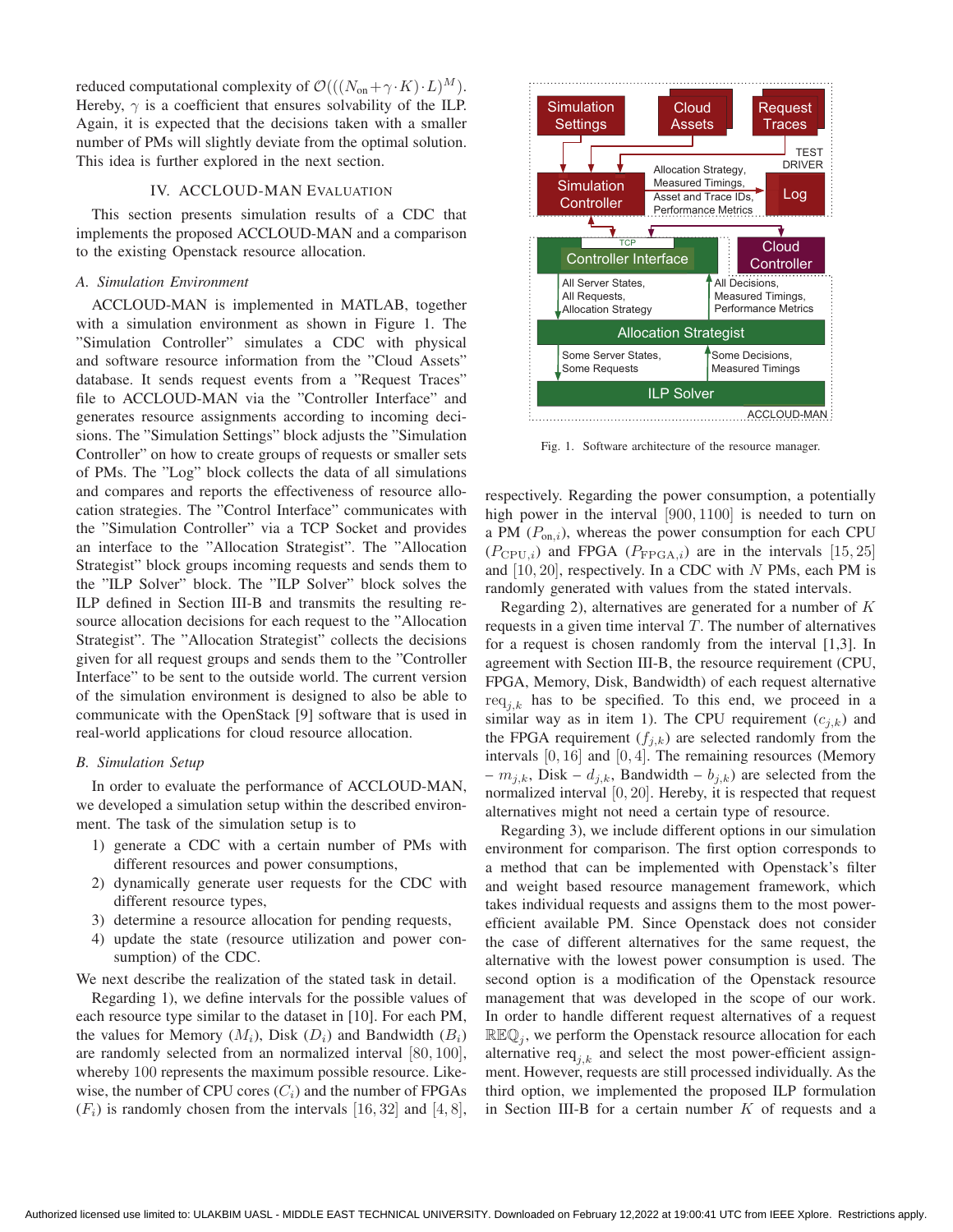reduced computational complexity of $\mathcal{O}(((N_{\text{on}}+\gamma\cdot K)\cdot L)^M)$. Hereby, $\gamma$ is a coefficient that ensures solvability of the ILP. Again, it is expected that the decisions taken with a smaller number of PMs will slightly deviate from the optimal solution. This idea is further explored in the next section.

## IV. ACCLOUD-MAN Evaluation

This section presents simulation results of a CDC that implements the proposed ACCLOUD-MAN and a comparison to the existing Openstack resource allocation.

### A. Simulation Environment

ACCLOUD-MAN is implemented in MATLAB, together with a simulation environment as shown in Figure 1. The "Simulation Controller" simulates a CDC with physical and software resource information from the "Cloud Assets" database. It sends request events from a "Request Traces" file to ACCLOUD-MAN via the "Controller Interface" and generates resource assignments according to incoming decisions. The "Simulation Settings" block adjusts the "Simulation Controller" on how to create groups of requests or smaller sets of PMs. The "Log" block collects the data of all simulations and compares and reports the effectiveness of resource allocation strategies. The "Control Interface" communicates with the "Simulation Controller" via a TCP Socket and provides an interface to the "Allocation Strategist". The "Allocation Strategist" block groups incoming requests and sends them to the "ILP Solver" block. The "ILP Solver" block solves the ILP defined in Section III-B and transmits the resulting resource allocation decisions for each request to the "Allocation Strategist". The "Allocation Strategist" collects the decisions given for all request groups and sends them to the "Controller Interface" to be sent to the outside world. The current version of the simulation environment is designed to also be able to communicate with the OpenStack [9] software that is used in real-world applications for cloud resource allocation.

Fig. 1. Software architecture of the resource manager.

### B. Simulation Setup

In order to evaluate the performance of ACCLOUD-MAN, we developed a simulation setup within the described environment. The task of the simulation setup is to

1) generate a CDC with a certain number of PMs with different resources and power consumptions,
2) dynamically generate user requests for the CDC with different resource types,
3) determine a resource allocation for pending requests,
4) update the state (resource utilization and power consumption) of the CDC.

We next describe the realization of the stated task in detail.

Regarding 1), we define intervals for the possible values of each resource type similar to the dataset in [10]. For each PM, the values for Memory ($M_i$), Disk ($D_i$) and Bandwidth ($B_i$) are randomly selected from an normalized interval $[80, 100]$, whereby 100 represents the maximum possible resource. Likewise, the number of CPU cores ($C_i$) and the number of FPGAs ($F_i$) is randomly chosen from the intervals $[16, 32]$ and $[4, 8]$, respectively. Regarding the power consumption, a potentially high power in the interval $[900, 1100]$ is needed to turn on a PM ($P_{\text{on},i}$), whereas the power consumption for each CPU ($P_{\text{CPU},i}$) and FPGA ($P_{\text{FPGA},i}$) are in the intervals $[15, 25]$ and $[10, 20]$, respectively. In a CDC with $N$ PMs, each PM is randomly generated with values from the stated intervals.

Regarding 2), alternatives are generated for a number of $K$ requests in a given time interval $T$. The number of alternatives for a request is chosen randomly from the interval [1,3]. In agreement with Section III-B, the resource requirement (CPU, FPGA, Memory, Disk, Bandwidth) of each request alternative $\text{req}_{j,k}$ has to be specified. To this end, we proceed in a similar way as in item 1). The CPU requirement ($c_{j,k}$) and the FPGA requirement ($f_{j,k}$) are selected randomly from the intervals $[0, 16]$ and $[0, 4]$. The remaining resources (Memory – $m_{j,k}$, Disk – $d_{j,k}$, Bandwidth – $b_{j,k}$) are selected from the normalized interval $[0, 20]$. Hereby, it is respected that request alternatives might not need a certain type of resource.

Regarding 3), we include different options in our simulation environment for comparison. The first option corresponds to a method that can be implemented with Openstack's filter and weight based resource management framework, which takes individual requests and assigns them to the most power-efficient available PM. Since Openstack does not consider the case of different alternatives for the same request, the alternative with the lowest power consumption is used. The second option is a modification of the Openstack resource management that was developed in the scope of our work. In order to handle different request alternatives of a request $\mathbb{REQ}_j$, we perform the Openstack resource allocation for each alternative $\text{req}_{j,k}$ and select the most power-efficient assignment. However, requests are still processed individually. As the third option, we implemented the proposed ILP formulation in Section III-B for a certain number $K$ of requests and a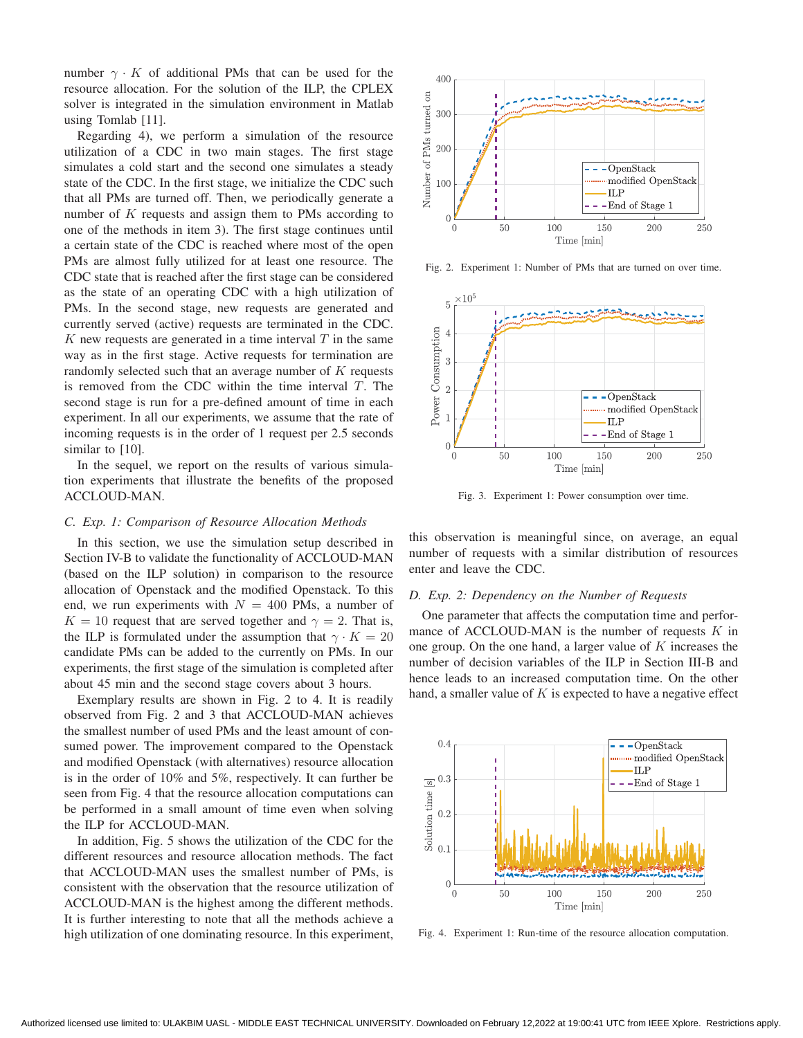number $\gamma \cdot K$ of additional PMs that can be used for the resource allocation. For the solution of the ILP, the CPLEX solver is integrated in the simulation environment in Matlab using Tomlab [11].

Regarding 4), we perform a simulation of the resource utilization of a CDC in two main stages. The first stage simulates a cold start and the second one simulates a steady state of the CDC. In the first stage, we initialize the CDC such that all PMs are turned off. Then, we periodically generate a number of $K$ requests and assign them to PMs according to one of the methods in item 3). The first stage continues until a certain state of the CDC is reached where most of the open PMs are almost fully utilized for at least one resource. The CDC state that is reached after the first stage can be considered as the state of an operating CDC with a high utilization of PMs. In the second stage, new requests are generated and currently served (active) requests are terminated in the CDC. $K$ new requests are generated in a time interval $T$ in the same way as in the first stage. Active requests for termination are randomly selected such that an average number of $K$ requests is removed from the CDC within the time interval $T$. The second stage is run for a pre-defined amount of time in each experiment. In all our experiments, we assume that the rate of incoming requests is in the order of 1 request per 2.5 seconds similar to [10].

In the sequel, we report on the results of various simulation experiments that illustrate the benefits of the proposed ACCLOUD-MAN.

### C. Exp. 1: Comparison of Resource Allocation Methods

In this section, we use the simulation setup described in Section IV-B to validate the functionality of ACCLOUD-MAN (based on the ILP solution) in comparison to the resource allocation of Openstack and the modified Openstack. To this end, we run experiments with $N = 400$ PMs, a number of $K = 10$ request that are served together and $\gamma = 2$. That is, the ILP is formulated under the assumption that $\gamma \cdot K = 20$ candidate PMs can be added to the currently on PMs. In our experiments, the first stage of the simulation is completed after about 45 min and the second stage covers about 3 hours.

Exemplary results are shown in Fig. 2 to 4. It is readily observed from Fig. 2 and 3 that ACCLOUD-MAN achieves the smallest number of used PMs and the least amount of consumed power. The improvement compared to the Openstack and modified Openstack (with alternatives) resource allocation is in the order of 10% and 5%, respectively. It can further be seen from Fig. 4 that the resource allocation computations can be performed in a small amount of time even when solving the ILP for ACCLOUD-MAN.

In addition, Fig. 5 shows the utilization of the CDC for the different resources and resource allocation methods. The fact that ACCLOUD-MAN uses the smallest number of PMs, is consistent with the observation that the resource utilization of ACCLOUD-MAN is the highest among the different methods. It is further interesting to note that all the methods achieve a high utilization of one dominating resource. In this experiment, this observation is meaningful since, on average, an equal number of requests with a similar distribution of resources enter and leave the CDC.

Fig. 2. Experiment 1: Number of PMs that are turned on over time.

Fig. 3. Experiment 1: Power consumption over time.

### D. Exp. 2: Dependency on the Number of Requests

One parameter that affects the computation time and performance of ACCLOUD-MAN is the number of requests $K$ in one group. On the one hand, a larger value of $K$ increases the number of decision variables of the ILP in Section III-B and hence leads to an increased computation time. On the other hand, a smaller value of $K$ is expected to have a negative effect

Fig. 4. Experiment 1: Run-time of the resource allocation computation.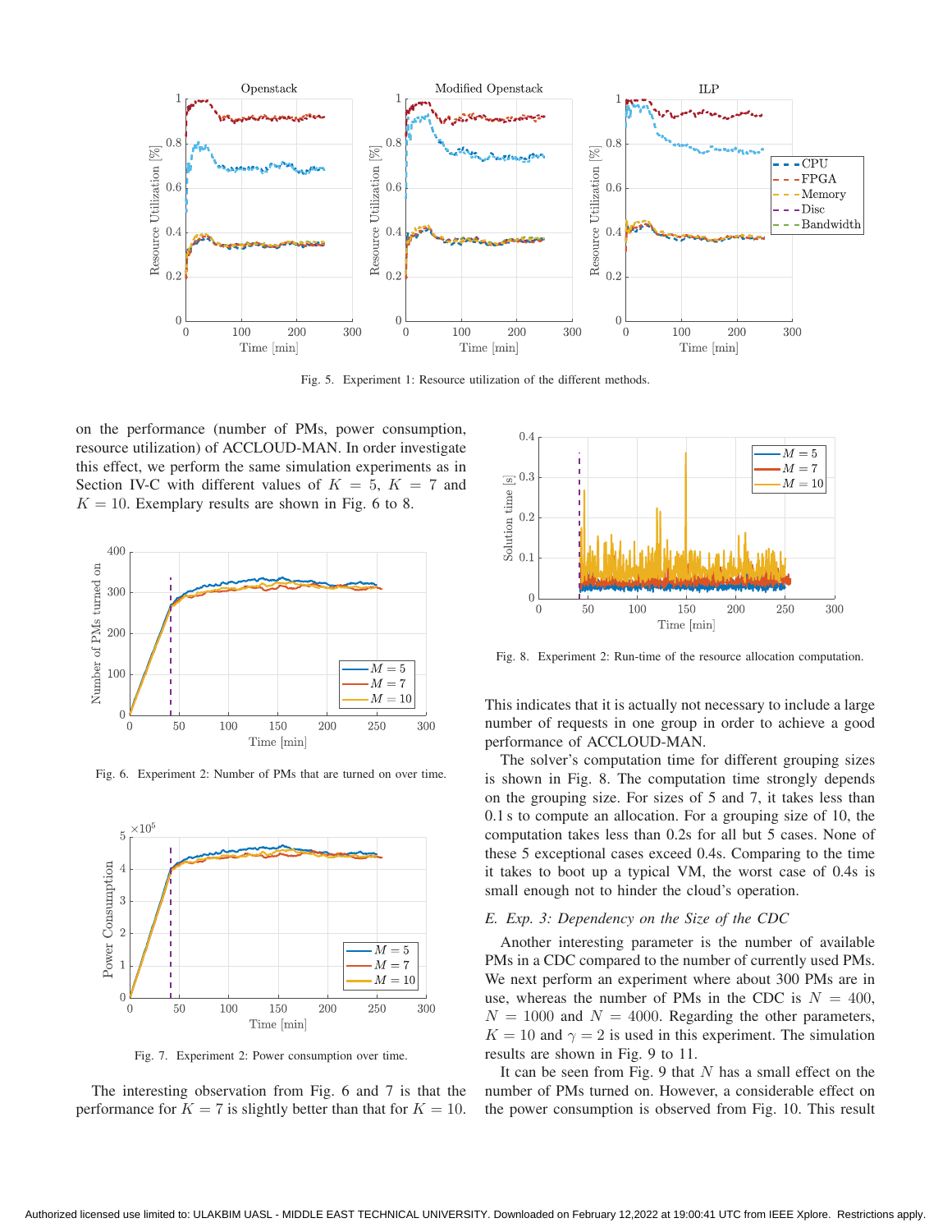Fig. 5. Experiment 1: Resource utilization of the different methods.

on the performance (number of PMs, power consumption, resource utilization) of ACCLOUD-MAN. In order investigate this effect, we perform the same simulation experiments as in Section IV-C with different values of $K = 5$, $K = 7$ and $K = 10$. Exemplary results are shown in Fig. 6 to 8.

Fig. 6. Experiment 2: Number of PMs that are turned on over time.

Fig. 7. Experiment 2: Power consumption over time.

The interesting observation from Fig. 6 and 7 is that the performance for $K = 7$ is slightly better than that for $K = 10$. This indicates that it is actually not necessary to include a large number of requests in one group in order to achieve a good performance of ACCLOUD-MAN.

Fig. 8. Experiment 2: Run-time of the resource allocation computation.

The solver's computation time for different grouping sizes is shown in Fig. 8. The computation time strongly depends on the grouping size. For sizes of 5 and 7, it takes less than 0.1 s to compute an allocation. For a grouping size of 10, the computation takes less than 0.2s for all but 5 cases. None of these 5 exceptional cases exceed 0.4s. Comparing to the time it takes to boot up a typical VM, the worst case of 0.4s is small enough not to hinder the cloud's operation.

### *E. Exp. 3: Dependency on the Size of the CDC*

Another interesting parameter is the number of available PMs in a CDC compared to the number of currently used PMs. We next perform an experiment where about 300 PMs are in use, whereas the number of PMs in the CDC is $N = 400$, $N = 1000$ and $N = 4000$. Regarding the other parameters, $K = 10$ and $\gamma = 2$ is used in this experiment. The simulation results are shown in Fig. 9 to 11.

It can be seen from Fig. 9 that $N$ has a small effect on the number of PMs turned on. However, a considerable effect on the power consumption is observed from Fig. 10. This result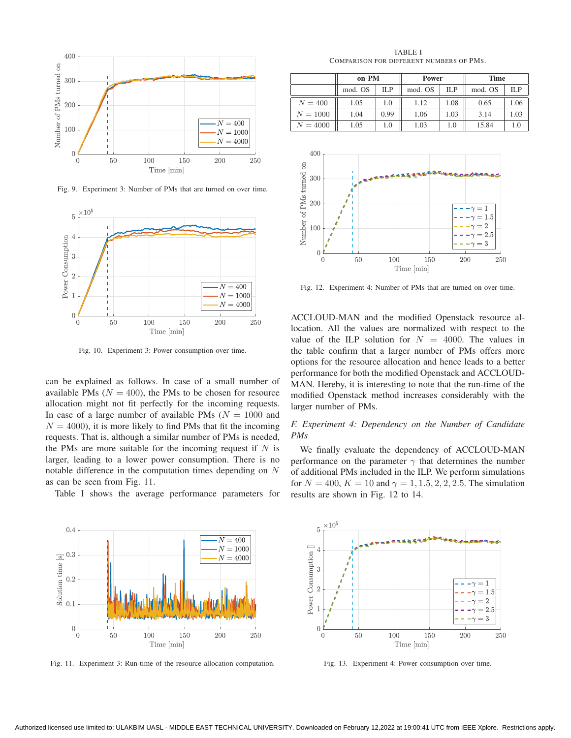Fig. 9. Experiment 3: Number of PMs that are turned on over time.

Fig. 10. Experiment 3: Power consumption over time.

can be explained as follows. In case of a small number of available PMs ($N = 400$), the PMs to be chosen for resource allocation might not fit perfectly for the incoming requests. In case of a large number of available PMs ($N = 1000$ and $N = 4000$), it is more likely to find PMs that fit the incoming requests. That is, although a similar number of PMs is needed, the PMs are more suitable for the incoming request if $N$ is larger, leading to a lower power consumption. There is no notable difference in the computation times depending on $N$ as can be seen from Fig. 11.

Table I shows the average performance parameters for ACCLOUD-MAN and the modified Openstack resource allocation. All the values are normalized with respect to the value of the ILP solution for $N = 4000$. The values in the table confirm that a larger number of PMs offers more options for the resource allocation and hence leads to a better performance for both the modified Openstack and ACCLOUD-MAN. Hereby, it is interesting to note that the run-time of the modified Openstack method increases considerably with the larger number of PMs.

Fig. 11. Experiment 3: Run-time of the resource allocation computation.

TABLE I
COMPARISON FOR DIFFERENT NUMBERS OF PMS.

| | on PM | | Power | | Time | |
|---|---|---|---|---|---|---|
| | mod. OS | ILP | mod. OS | ILP | mod. OS | ILP |
| $N = 400$ | 1.05 | 1.0 | 1.12 | 1.08 | 0.65 | 1.06 |
| $N = 1000$ | 1.04 | 0.99 | 1.06 | 1.03 | 3.14 | 1.03 |
| $N = 4000$ | 1.05 | 1.0 | 1.03 | 1.0 | 15.84 | 1.0 |

Fig. 12. Experiment 4: Number of PMs that are turned on over time.

### *F. Experiment 4: Dependency on the Number of Candidate PMs*

We finally evaluate the dependency of ACCLOUD-MAN performance on the parameter $\gamma$ that determines the number of additional PMs included in the ILP. We perform simulations for $N = 400$, $K = 10$ and $\gamma = 1, 1.5, 2, 2, 2.5$. The simulation results are shown in Fig. 12 to 14.

Fig. 13. Experiment 4: Power consumption over time.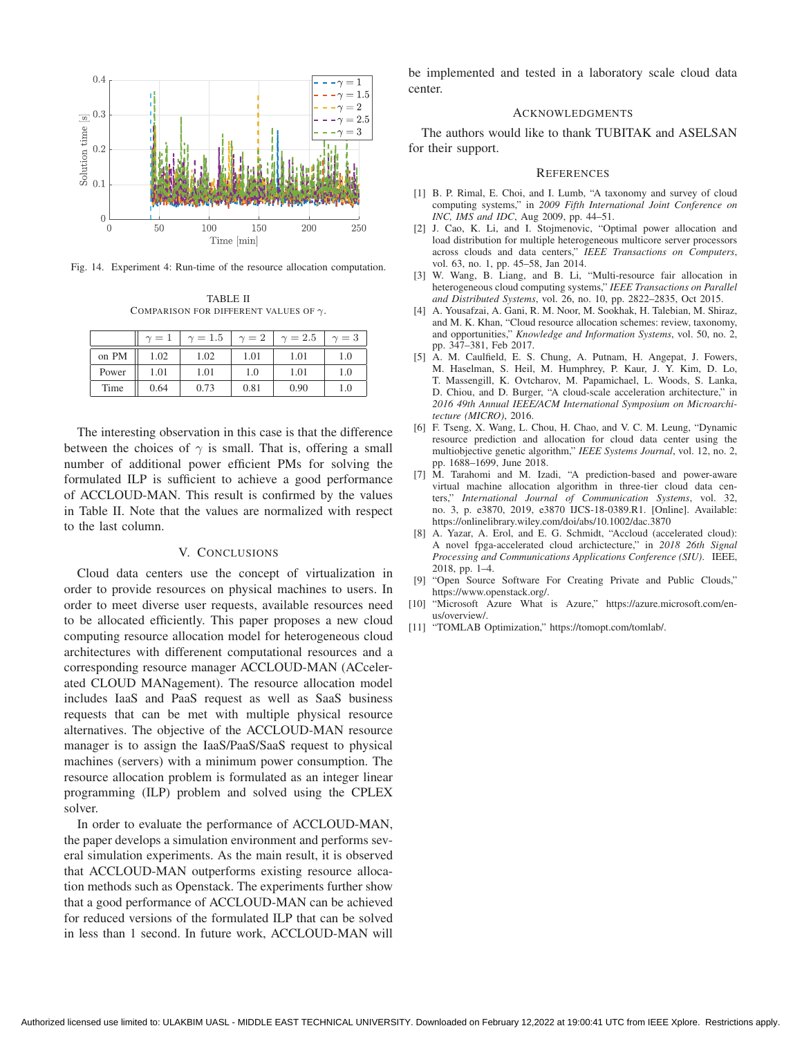0.4
0.3
0.2
0.1
0
Solution time [s]
0 50 100 150 200 250
Time [min]
$\gamma = 1$
$\gamma = 1.5$
$\gamma = 2$
$\gamma = 2.5$
$\gamma = 3$

Fig. 14. Experiment 4: Run-time of the resource allocation computation.

TABLE II
COMPARISON FOR DIFFERENT VALUES OF $\gamma$.

| | $\gamma = 1$ | $\gamma = 1.5$ | $\gamma = 2$ | $\gamma = 2.5$ | $\gamma = 3$ |
|---|---|---|---|---|---|
| on PM | 1.02 | 1.02 | 1.01 | 1.01 | 1.0 |
| Power | 1.01 | 1.01 | 1.0 | 1.01 | 1.0 |
| Time | 0.64 | 0.73 | 0.81 | 0.90 | 1.0 |

The interesting observation in this case is that the difference between the choices of $\gamma$ is small. That is, offering a small number of additional power efficient PMs for solving the formulated ILP is sufficient to achieve a good performance of ACCLOUD-MAN. This result is confirmed by the values in Table II. Note that the values are normalized with respect to the last column.

## V. CONCLUSIONS

Cloud data centers use the concept of virtualization in order to provide resources on physical machines to users. In order to meet diverse user requests, available resources need to be allocated efficiently. This paper proposes a new cloud computing resource allocation model for heterogeneous cloud architectures with different computational resources and a corresponding resource manager ACCLOUD-MAN (ACcelerated CLOUD MANagement). The resource allocation model includes IaaS and PaaS request as well as SaaS business requests that can be met with multiple physical resource alternatives. The objective of the ACCLOUD-MAN resource manager is to assign the IaaS/PaaS/SaaS request to physical machines (servers) with a minimum power consumption. The resource allocation problem is formulated as an integer linear programming (ILP) problem and solved using the CPLEX solver.

In order to evaluate the performance of ACCLOUD-MAN, the paper develops a simulation environment and performs several simulation experiments. As the main result, it is observed that ACCLOUD-MAN outperforms existing resource allocation methods such as Openstack. The experiments further show that a good performance of ACCLOUD-MAN can be achieved for reduced versions of the formulated ILP that can be solved in less than 1 second. In future work, ACCLOUD-MAN will be implemented and tested in a laboratory scale cloud data center.

## ACKNOWLEDGMENTS

The authors would like to thank TUBITAK and ASELSAN for their support.

## REFERENCES

[1] B. P. Rimal, E. Choi, and I. Lumb, "A taxonomy and survey of cloud computing systems," in *2009 Fifth International Joint Conference on INC, IMS and IDC*, Aug 2009, pp. 44–51.

[2] J. Cao, K. Li, and I. Stojmenovic, "Optimal power allocation and load distribution for multiple heterogeneous multicore server processors across clouds and data centers," *IEEE Transactions on Computers*, vol. 63, no. 1, pp. 45–58, Jan 2014.

[3] W. Wang, B. Liang, and B. Li, "Multi-resource fair allocation in heterogeneous cloud computing systems," *IEEE Transactions on Parallel and Distributed Systems*, vol. 26, no. 10, pp. 2822–2835, Oct 2015.

[4] A. Yousafzai, A. Gani, R. M. Noor, M. Sookhak, H. Talebian, M. Shiraz, and M. K. Khan, "Cloud resource allocation schemes: review, taxonomy, and opportunities," *Knowledge and Information Systems*, vol. 50, no. 2, pp. 347–381, Feb 2017.

[5] A. M. Caulfield, E. S. Chung, A. Putnam, H. Angepat, J. Fowers, M. Haselman, S. Heil, M. Humphrey, P. Kaur, J. Y. Kim, D. Lo, T. Massengill, K. Ovtcharov, M. Papamichael, L. Woods, S. Lanka, D. Chiou, and D. Burger, "A cloud-scale acceleration architecture," in *2016 49th Annual IEEE/ACM International Symposium on Microarchitecture (MICRO)*, 2016.

[6] F. Tseng, X. Wang, L. Chou, H. Chao, and V. C. M. Leung, "Dynamic resource prediction and allocation for cloud data center using the multiobjective genetic algorithm," *IEEE Systems Journal*, vol. 12, no. 2, pp. 1688–1699, June 2018.

[7] M. Tarahomi and M. Izadi, "A prediction-based and power-aware virtual machine allocation algorithm in three-tier cloud data centers," *International Journal of Communication Systems*, vol. 32, no. 3, p. e3870, 2019, e3870 IJCS-18-0389.R1. [Online]. Available: https://onlinelibrary.wiley.com/doi/abs/10.1002/dac.3870

[8] A. Yazar, A. Erol, and E. G. Schmidt, "Accloud (accelerated cloud): A novel fpga-accelerated cloud archictecture," in *2018 26th Signal Processing and Communications Applications Conference (SIU)*. IEEE, 2018, pp. 1–4.

[9] "Open Source Software For Creating Private and Public Clouds," https://www.openstack.org/.

[10] "Microsoft Azure What is Azure," https://azure.microsoft.com/en-us/overview/.

[11] "TOMLAB Optimization," https://tomopt.com/tomlab/.